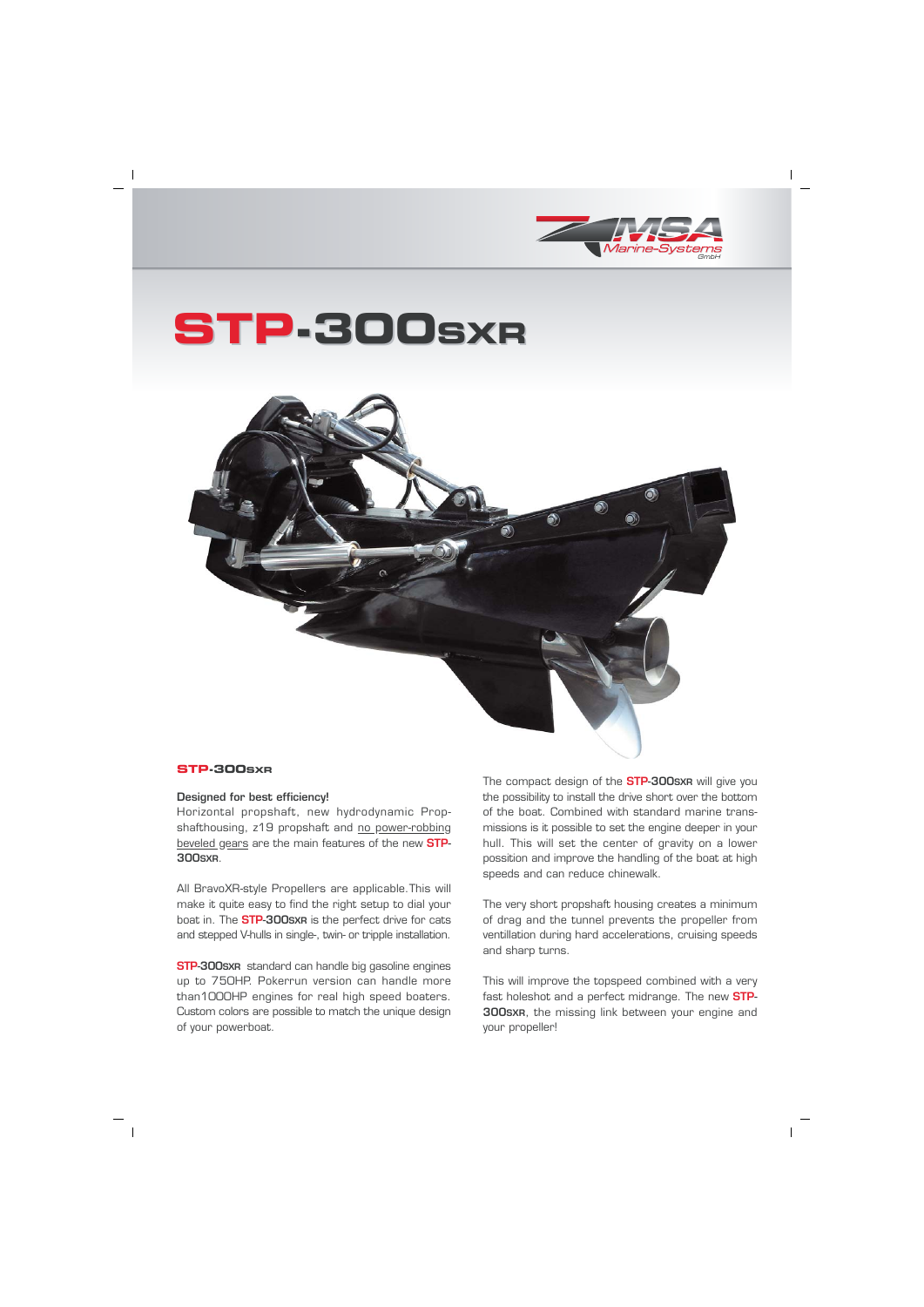# STP-300SXR

### STP-300SXR

**Designed for best efficiency!**
Horizontal propshaft, new hydrodynamic Propshafthousing, z19 propshaft and no power-robbing beveled gears are the main features of the new STP-300SXR.

All BravoXR-style Propellers are applicable. This will make it quite easy to find the right setup to dial your boat in. The STP-300SXR is the perfect drive for cats and stepped V-hulls in single-, twin- or tripple installation.

STP-300SXR standard can handle big gasoline engines up to 750HP. Pokerrun version can handle more than1000HP engines for real high speed boaters. Custom colors are possible to match the unique design of your powerboat.

The compact design of the STP-300SXR will give you the possibility to install the drive short over the bottom of the boat. Combined with standard marine transmissions is it possible to set the engine deeper in your hull. This will set the center of gravity on a lower possition and improve the handling of the boat at high speeds and can reduce chinewalk.

The very short propshaft housing creates a minimum of drag and the tunnel prevents the propeller from ventillation during hard accelerations, cruising speeds and sharp turns.

This will improve the topspeed combined with a very fast holeshot and a perfect midrange. The new STP-300SXR, the missing link between your engine and your propeller!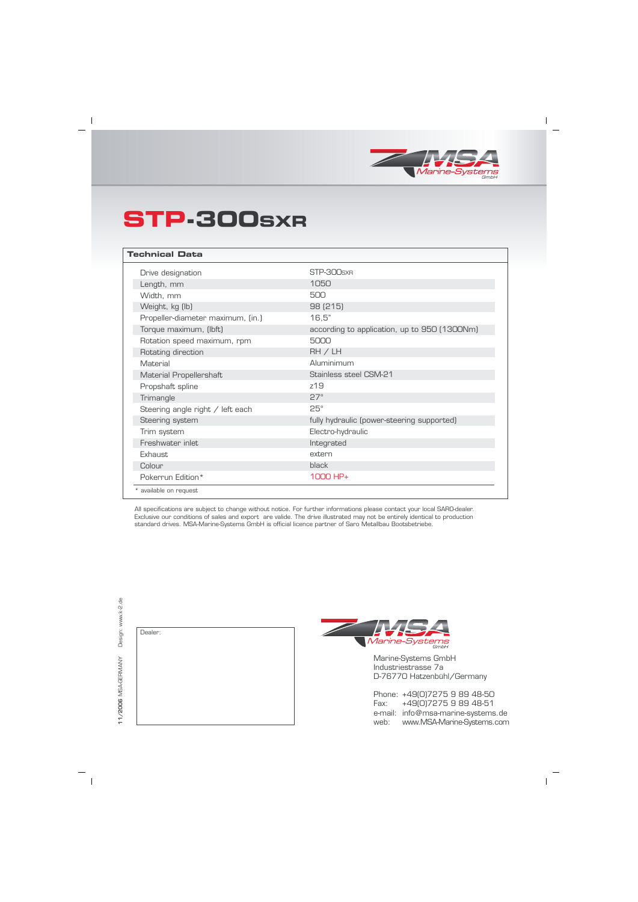MSA Marine-Systems GmbH

# STP-300SXR

## Technical Data

| | |
|---|---|
| Drive designation | STP-300SXR |
| Length, mm | 1050 |
| Width, mm | 500 |
| Weight, kg (lb) | 98 (215) |
| Propeller-diameter maximum, (in.) | 16,5" |
| Torque maximum, (lbft) | according to application, up to 950 (1300Nm) |
| Rotation speed maximum, rpm | 5000 |
| Rotating direction | RH / LH |
| Material | Aluminimum |
| Material Propellershaft | Stainless steel CSM-21 |
| Propshaft spline | z19 |
| Trimangle | 27° |
| Steering angle right / left each | 25° |
| Steering system | fully hydraulic (power-steering supported) |
| Trim system | Electro-hydraulic |
| Freshwater inlet | Integrated |
| Exhaust | extern |
| Colour | black |
| Pokerrun Edition* | 1000 HP+ |

* available on request

All specifications are subject to change without notice. For further informations please contact your local SARO-dealer. Exclusive our conditions of sales and export are valide. The drive illustrated may not be entirely identical to production standard drives. MSA-Marine-Systems GmbH is official licence partner of Saro Metallbau Bootsbetriebe.

11/2006 MSA-GERMANY Design: www.k-2.de

Dealer:

MSA Marine-Systems GmbH

Marine-Systems GmbH
Industriestrasse 7a
D-76770 Hatzenbühl/Germany

Phone: +49(0)7275 9 89 48-50
Fax: +49(0)7275 9 89 48-51
e-mail: info@msa-marine-systems.de
web: www.MSA-Marine-Systems.com